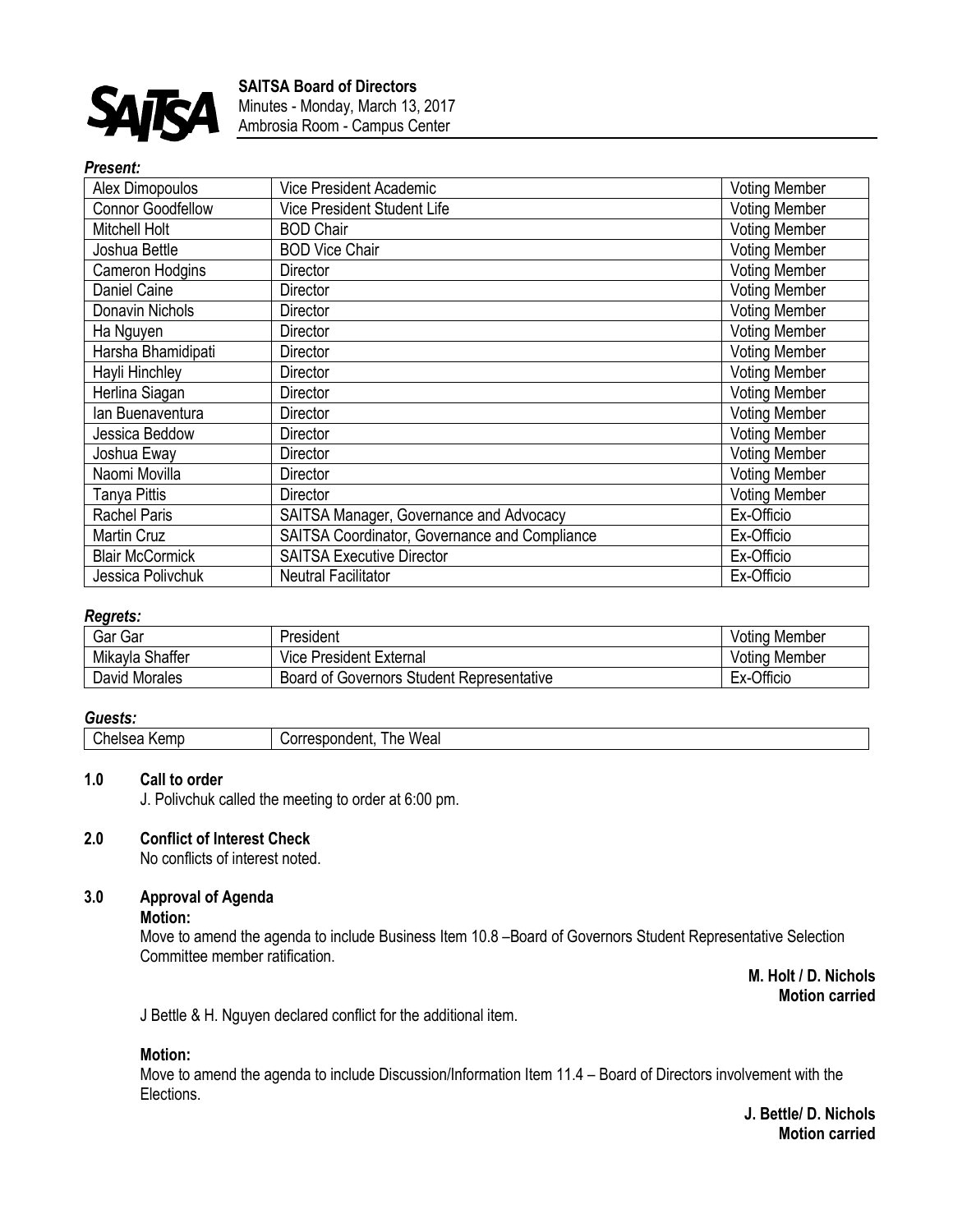**SAITSA Board of Directors**
Minutes - Monday, March 13, 2017
Ambrosia Room - Campus Center

***Present:***

| | | |
|---|---|---|
| Alex Dimopoulos | Vice President Academic | Voting Member |
| Connor Goodfellow | Vice President Student Life | Voting Member |
| Mitchell Holt | BOD Chair | Voting Member |
| Joshua Bettle | BOD Vice Chair | Voting Member |
| Cameron Hodgins | Director | Voting Member |
| Daniel Caine | Director | Voting Member |
| Donavin Nichols | Director | Voting Member |
| Ha Nguyen | Director | Voting Member |
| Harsha Bhamidipati | Director | Voting Member |
| Hayli Hinchley | Director | Voting Member |
| Herlina Siagan | Director | Voting Member |
| Ian Buenaventura | Director | Voting Member |
| Jessica Beddow | Director | Voting Member |
| Joshua Eway | Director | Voting Member |
| Naomi Movilla | Director | Voting Member |
| Tanya Pittis | Director | Voting Member |
| Rachel Paris | SAITSA Manager, Governance and Advocacy | Ex-Officio |
| Martin Cruz | SAITSA Coordinator, Governance and Compliance | Ex-Officio |
| Blair McCormick | SAITSA Executive Director | Ex-Officio |
| Jessica Polivchuk | Neutral Facilitator | Ex-Officio |

***Regrets:***

| | | |
|---|---|---|
| Gar Gar | President | Voting Member |
| Mikayla Shaffer | Vice President External | Voting Member |
| David Morales | Board of Governors Student Representative | Ex-Officio |

***Guests:***

| | |
|---|---|
| Chelsea Kemp | Correspondent, The Weal |

**1.0 Call to order**

J. Polivchuk called the meeting to order at 6:00 pm.

**2.0 Conflict of Interest Check**

No conflicts of interest noted.

**3.0 Approval of Agenda**

**Motion:**

Move to amend the agenda to include Business Item 10.8 –Board of Governors Student Representative Selection Committee member ratification.

**M. Holt / D. Nichols**
**Motion carried**

J Bettle & H. Nguyen declared conflict for the additional item.

**Motion:**

Move to amend the agenda to include Discussion/Information Item 11.4 – Board of Directors involvement with the Elections.

**J. Bettle/ D. Nichols**
**Motion carried**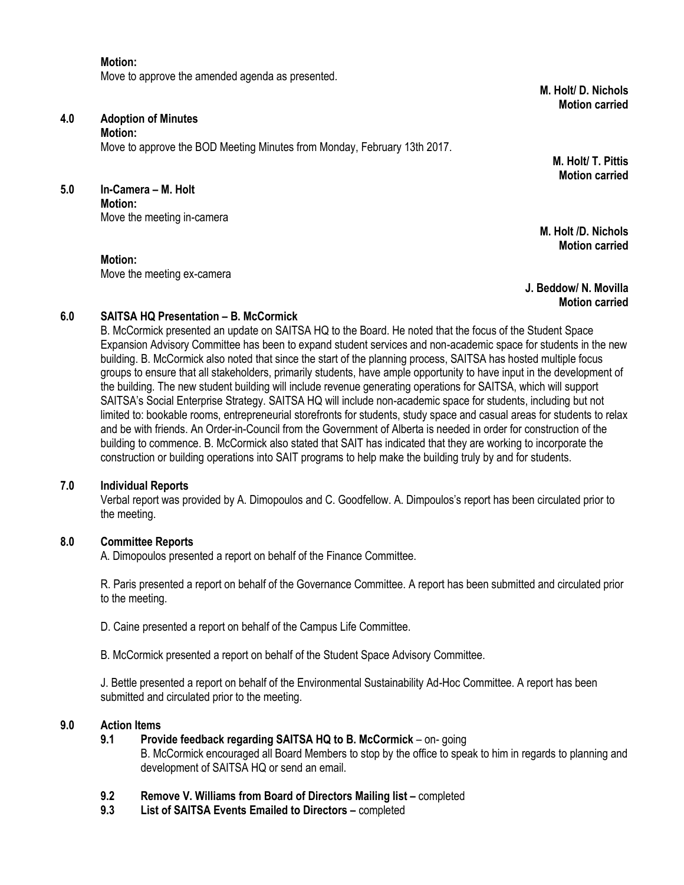**Motion:**
Move to approve the amended agenda as presented.

**M. Holt/ D. Nichols**
**Motion carried**

## 4.0 Adoption of Minutes

**Motion:**
Move to approve the BOD Meeting Minutes from Monday, February 13th 2017.

**M. Holt/ T. Pittis**
**Motion carried**

## 5.0 In-Camera – M. Holt

**Motion:**
Move the meeting in-camera

**M. Holt /D. Nichols**
**Motion carried**

**Motion:**
Move the meeting ex-camera

**J. Beddow/ N. Movilla**
**Motion carried**

## 6.0 SAITSA HQ Presentation – B. McCormick

B. McCormick presented an update on SAITSA HQ to the Board. He noted that the focus of the Student Space Expansion Advisory Committee has been to expand student services and non-academic space for students in the new building. B. McCormick also noted that since the start of the planning process, SAITSA has hosted multiple focus groups to ensure that all stakeholders, primarily students, have ample opportunity to have input in the development of the building. The new student building will include revenue generating operations for SAITSA, which will support SAITSA's Social Enterprise Strategy. SAITSA HQ will include non-academic space for students, including but not limited to: bookable rooms, entrepreneurial storefronts for students, study space and casual areas for students to relax and be with friends. An Order-in-Council from the Government of Alberta is needed in order for construction of the building to commence. B. McCormick also stated that SAIT has indicated that they are working to incorporate the construction or building operations into SAIT programs to help make the building truly by and for students.

## 7.0 Individual Reports

Verbal report was provided by A. Dimopoulos and C. Goodfellow. A. Dimpoulos's report has been circulated prior to the meeting.

## 8.0 Committee Reports

A. Dimopoulos presented a report on behalf of the Finance Committee.

R. Paris presented a report on behalf of the Governance Committee. A report has been submitted and circulated prior to the meeting.

D. Caine presented a report on behalf of the Campus Life Committee.

B. McCormick presented a report on behalf of the Student Space Advisory Committee.

J. Bettle presented a report on behalf of the Environmental Sustainability Ad-Hoc Committee. A report has been submitted and circulated prior to the meeting.

## 9.0 Action Items

**9.1 Provide feedback regarding SAITSA HQ to B. McCormick** – on- going
B. McCormick encouraged all Board Members to stop by the office to speak to him in regards to planning and development of SAITSA HQ or send an email.

**9.2 Remove V. Williams from Board of Directors Mailing list –** completed

**9.3 List of SAITSA Events Emailed to Directors –** completed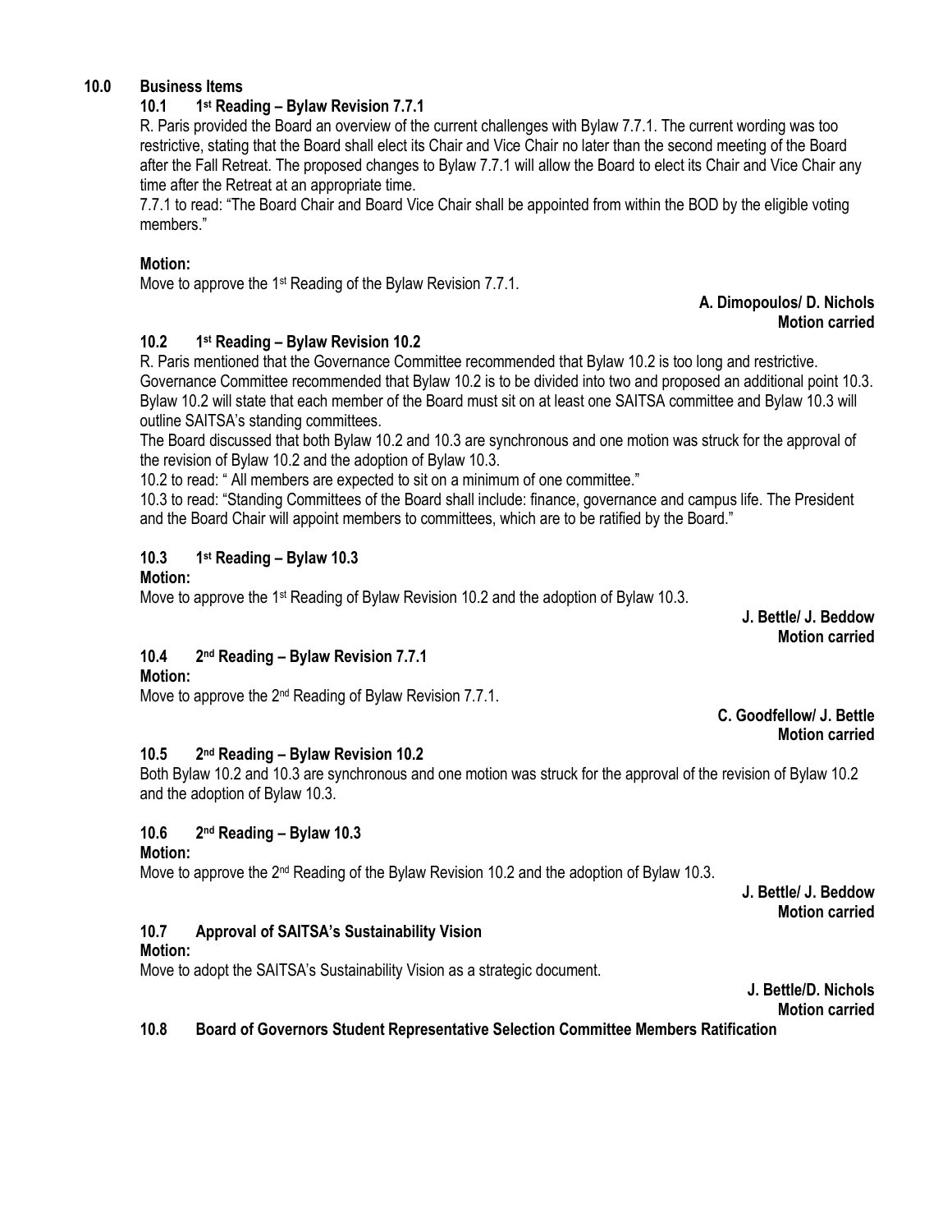## 10.0 Business Items

### 10.1 1st Reading – Bylaw Revision 7.7.1

R. Paris provided the Board an overview of the current challenges with Bylaw 7.7.1. The current wording was too restrictive, stating that the Board shall elect its Chair and Vice Chair no later than the second meeting of the Board after the Fall Retreat. The proposed changes to Bylaw 7.7.1 will allow the Board to elect its Chair and Vice Chair any time after the Retreat at an appropriate time.

7.7.1 to read: "The Board Chair and Board Vice Chair shall be appointed from within the BOD by the eligible voting members."

**Motion:**

Move to approve the 1st Reading of the Bylaw Revision 7.7.1.

**A. Dimopoulos/ D. Nichols**
**Motion carried**

### 10.2 1st Reading – Bylaw Revision 10.2

R. Paris mentioned that the Governance Committee recommended that Bylaw 10.2 is too long and restrictive. Governance Committee recommended that Bylaw 10.2 is to be divided into two and proposed an additional point 10.3. Bylaw 10.2 will state that each member of the Board must sit on at least one SAITSA committee and Bylaw 10.3 will outline SAITSA's standing committees.

The Board discussed that both Bylaw 10.2 and 10.3 are synchronous and one motion was struck for the approval of the revision of Bylaw 10.2 and the adoption of Bylaw 10.3.

10.2 to read: " All members are expected to sit on a minimum of one committee."

10.3 to read: "Standing Committees of the Board shall include: finance, governance and campus life. The President and the Board Chair will appoint members to committees, which are to be ratified by the Board."

### 10.3 1st Reading – Bylaw 10.3

**Motion:**

Move to approve the 1st Reading of Bylaw Revision 10.2 and the adoption of Bylaw 10.3.

**J. Bettle/ J. Beddow**
**Motion carried**

### 10.4 2nd Reading – Bylaw Revision 7.7.1

**Motion:**

Move to approve the 2nd Reading of Bylaw Revision 7.7.1.

**C. Goodfellow/ J. Bettle**
**Motion carried**

### 10.5 2nd Reading – Bylaw Revision 10.2

Both Bylaw 10.2 and 10.3 are synchronous and one motion was struck for the approval of the revision of Bylaw 10.2 and the adoption of Bylaw 10.3.

### 10.6 2nd Reading – Bylaw 10.3

**Motion:**

Move to approve the 2nd Reading of the Bylaw Revision 10.2 and the adoption of Bylaw 10.3.

**J. Bettle/ J. Beddow**
**Motion carried**

### 10.7 Approval of SAITSA's Sustainability Vision

**Motion:**

Move to adopt the SAITSA's Sustainability Vision as a strategic document.

**J. Bettle/D. Nichols**
**Motion carried**

### 10.8 Board of Governors Student Representative Selection Committee Members Ratification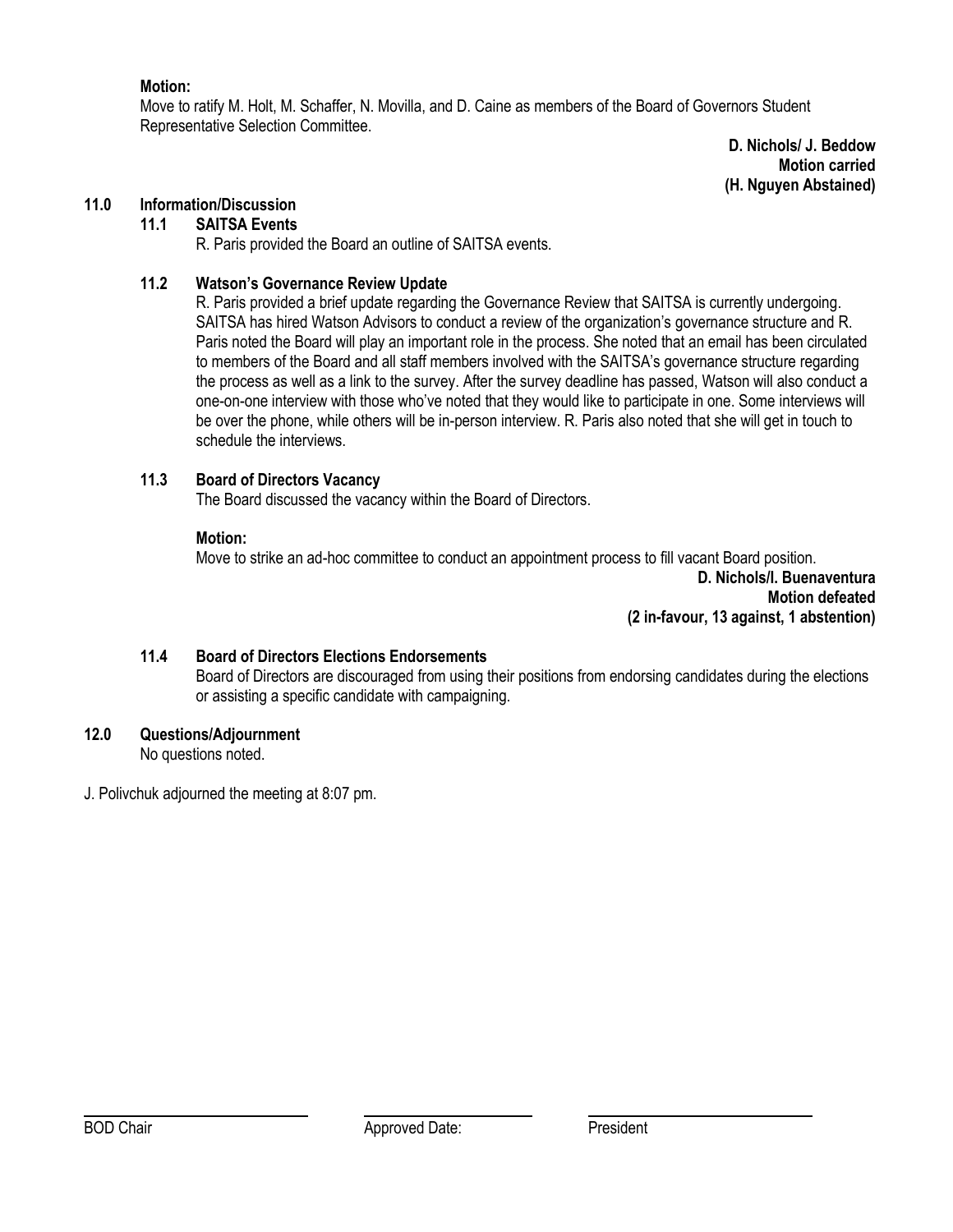**Motion:**
Move to ratify M. Holt, M. Schaffer, N. Movilla, and D. Caine as members of the Board of Governors Student Representative Selection Committee.

**D. Nichols/ J. Beddow**
**Motion carried**
**(H. Nguyen Abstained)**

## 11.0 Information/Discussion

### 11.1 SAITSA Events

R. Paris provided the Board an outline of SAITSA events.

### 11.2 Watson's Governance Review Update

R. Paris provided a brief update regarding the Governance Review that SAITSA is currently undergoing. SAITSA has hired Watson Advisors to conduct a review of the organization's governance structure and R. Paris noted the Board will play an important role in the process. She noted that an email has been circulated to members of the Board and all staff members involved with the SAITSA's governance structure regarding the process as well as a link to the survey. After the survey deadline has passed, Watson will also conduct a one-on-one interview with those who've noted that they would like to participate in one. Some interviews will be over the phone, while others will be in-person interview. R. Paris also noted that she will get in touch to schedule the interviews.

### 11.3 Board of Directors Vacancy

The Board discussed the vacancy within the Board of Directors.

**Motion:**
Move to strike an ad-hoc committee to conduct an appointment process to fill vacant Board position.

**D. Nichols/I. Buenaventura**
**Motion defeated**
**(2 in-favour, 13 against, 1 abstention)**

### 11.4 Board of Directors Elections Endorsements

Board of Directors are discouraged from using their positions from endorsing candidates during the elections or assisting a specific candidate with campaigning.

## 12.0 Questions/Adjournment

No questions noted.

J. Polivchuk adjourned the meeting at 8:07 pm.

BOD Chair

Approved Date:

President